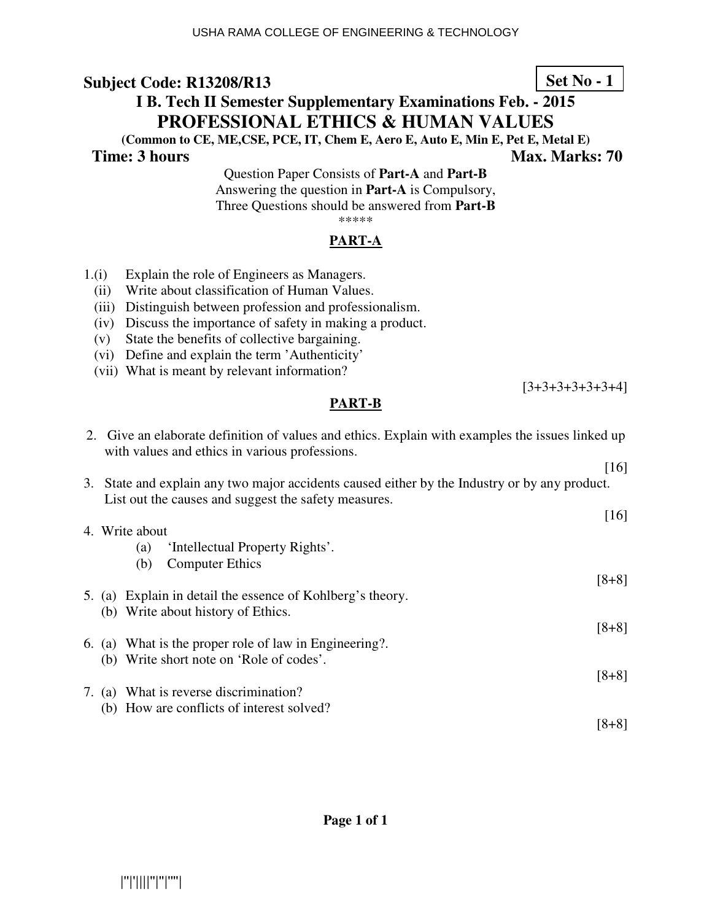USHA RAMA COLLEGE OF ENGINEERING & TECHNOLOGY

**Subject Code: R13208/R13** **Set No - 1**

**I B. Tech II Semester Supplementary Examinations Feb. - 2015**

# PROFESSIONAL ETHICS & HUMAN VALUES

**(Common to CE, ME,CSE, PCE, IT, Chem E, Aero E, Auto E, Min E, Pet E, Metal E)**

**Time: 3 hours** **Max. Marks: 70**

Question Paper Consists of **Part-A** and **Part-B**
Answering the question in **Part-A** is Compulsory,
Three Questions should be answered from **Part-B**

*****

## PART-A

1.(i) Explain the role of Engineers as Managers.
(ii) Write about classification of Human Values.
(iii) Distinguish between profession and professionalism.
(iv) Discuss the importance of safety in making a product.
(v) State the benefits of collective bargaining.
(vi) Define and explain the term 'Authenticity'
(vii) What is meant by relevant information?

[3+3+3+3+3+3+4]

## PART-B

2. Give an elaborate definition of values and ethics. Explain with examples the issues linked up with values and ethics in various professions.

[16]

3. State and explain any two major accidents caused either by the Industry or by any product. List out the causes and suggest the safety measures.

[16]

4. Write about
   (a) 'Intellectual Property Rights'.
   (b) Computer Ethics

[8+8]

5. (a) Explain in detail the essence of Kohlberg's theory.
   (b) Write about history of Ethics.

[8+8]

6. (a) What is the proper role of law in Engineering?.
   (b) Write short note on 'Role of codes'.

[8+8]

7. (a) What is reverse discrimination?
   (b) How are conflicts of interest solved?

[8+8]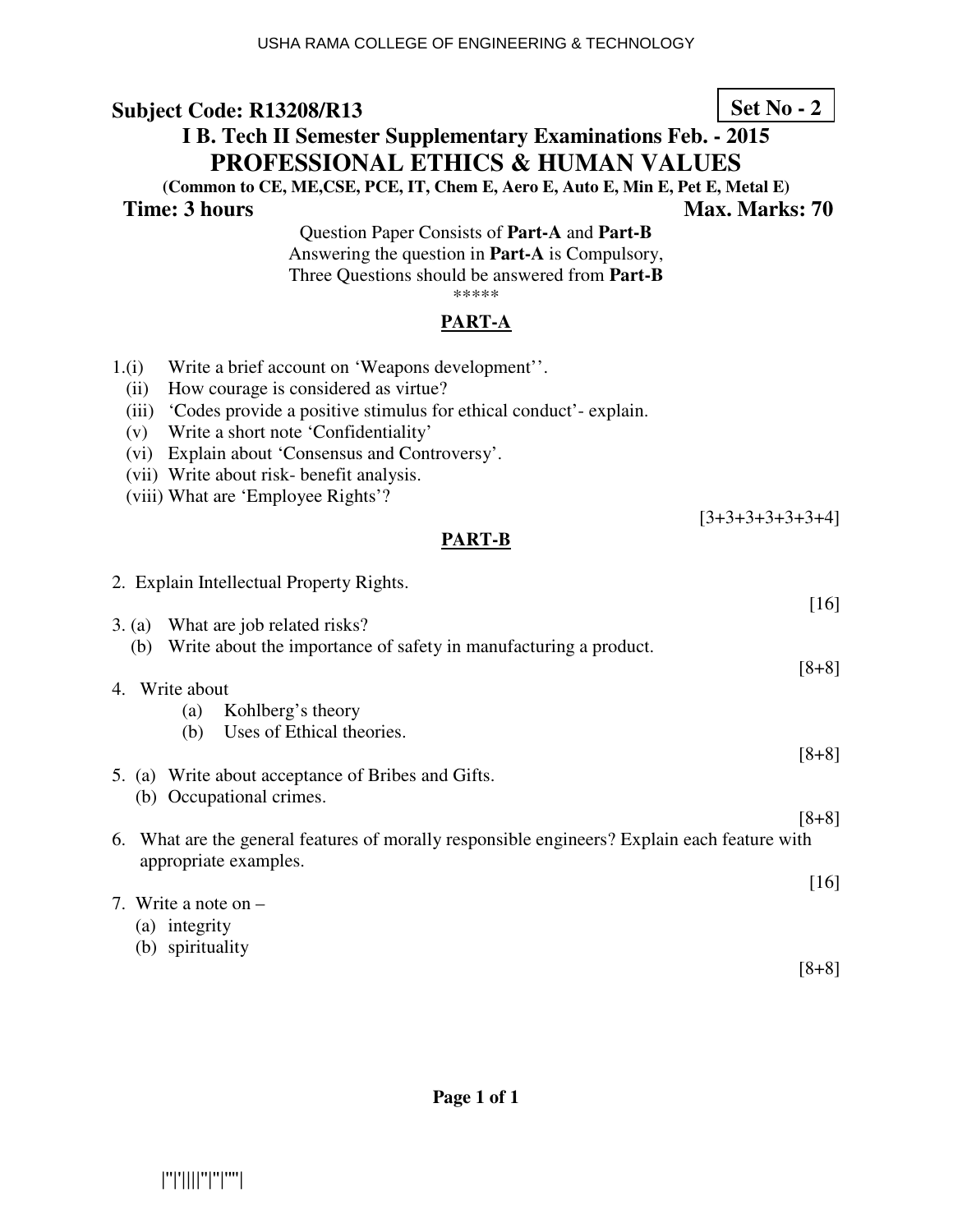**Subject Code: R13208/R13** **Set No - 2**

**I B. Tech II Semester Supplementary Examinations Feb. - 2015**

# PROFESSIONAL ETHICS & HUMAN VALUES

**(Common to CE, ME,CSE, PCE, IT, Chem E, Aero E, Auto E, Min E, Pet E, Metal E)**

**Time: 3 hours** **Max. Marks: 70**

Question Paper Consists of **Part-A** and **Part-B**
Answering the question in **Part-A** is Compulsory,
Three Questions should be answered from **Part-B**

*****

## PART-A

1.(i) Write a brief account on 'Weapons development''.
(ii) How courage is considered as virtue?
(iii) 'Codes provide a positive stimulus for ethical conduct'- explain.
(v) Write a short note 'Confidentiality'
(vi) Explain about 'Consensus and Controversy'.
(vii) Write about risk- benefit analysis.
(viii) What are 'Employee Rights'?

[3+3+3+3+3+3+4]

## PART-B

2. Explain Intellectual Property Rights.

[16]

3. (a) What are job related risks?
(b) Write about the importance of safety in manufacturing a product.

[8+8]

4. Write about
(a) Kohlberg's theory
(b) Uses of Ethical theories.

[8+8]

5. (a) Write about acceptance of Bribes and Gifts.
(b) Occupational crimes.

[8+8]

6. What are the general features of morally responsible engineers? Explain each feature with appropriate examples.

[16]

7. Write a note on –
(a) integrity
(b) spirituality

[8+8]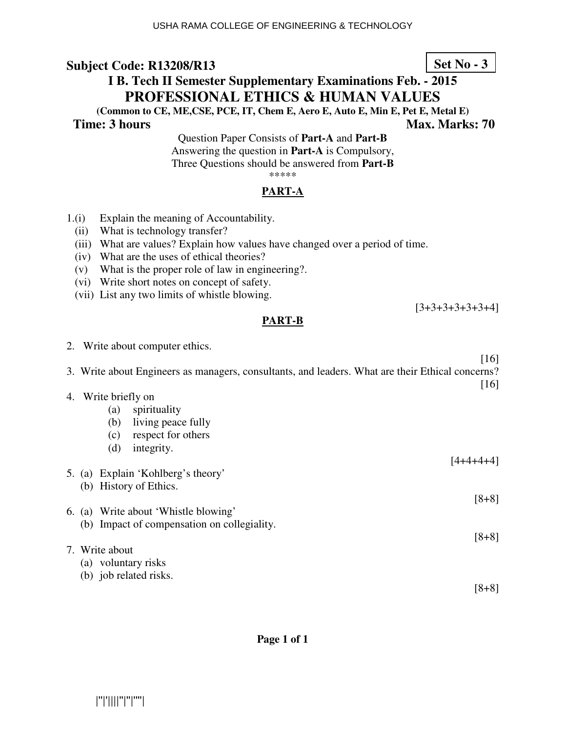**Subject Code: R13208/R13** **Set No - 3**

# I B. Tech II Semester Supplementary Examinations Feb. - 2015

## PROFESSIONAL ETHICS & HUMAN VALUES

**(Common to CE, ME,CSE, PCE, IT, Chem E, Aero E, Auto E, Min E, Pet E, Metal E)**

**Time: 3 hours** **Max. Marks: 70**

Question Paper Consists of **Part-A** and **Part-B**
Answering the question in **Part-A** is Compulsory,
Three Questions should be answered from **Part-B**

*****

### PART-A

1.(i) Explain the meaning of Accountability.
(ii) What is technology transfer?
(iii) What are values? Explain how values have changed over a period of time.
(iv) What are the uses of ethical theories?
(v) What is the proper role of law in engineering?.
(vi) Write short notes on concept of safety.
(vii) List any two limits of whistle blowing.

[3+3+3+3+3+3+4]

### PART-B

2. Write about computer ethics.

[16]

3. Write about Engineers as managers, consultants, and leaders. What are their Ethical concerns?

[16]

4. Write briefly on
   (a) spirituality
   (b) living peace fully
   (c) respect for others
   (d) integrity.

[4+4+4+4]

5. (a) Explain 'Kohlberg's theory'
   (b) History of Ethics.

[8+8]

6. (a) Write about 'Whistle blowing'
   (b) Impact of compensation on collegiality.

[8+8]

7. Write about
   (a) voluntary risks
   (b) job related risks.

[8+8]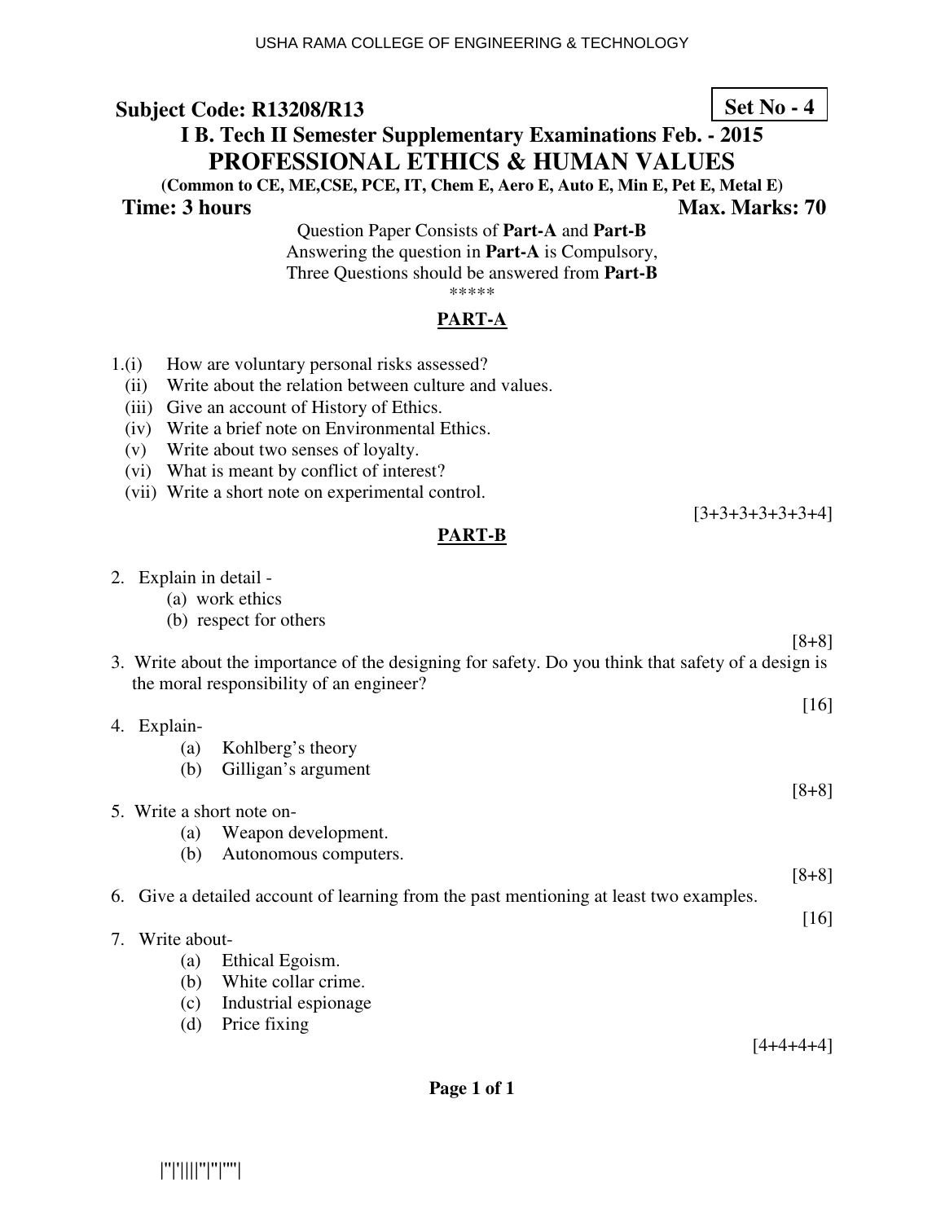**Subject Code: R13208/R13** **Set No - 4**

**I B. Tech II Semester Supplementary Examinations Feb. - 2015**

# PROFESSIONAL ETHICS & HUMAN VALUES

**(Common to CE, ME,CSE, PCE, IT, Chem E, Aero E, Auto E, Min E, Pet E, Metal E)**

**Time: 3 hours** **Max. Marks: 70**

Question Paper Consists of **Part-A** and **Part-B**
Answering the question in **Part-A** is Compulsory,
Three Questions should be answered from **Part-B**

*****

## PART-A

1.(i) How are voluntary personal risks assessed?
 (ii) Write about the relation between culture and values.
 (iii) Give an account of History of Ethics.
 (iv) Write a brief note on Environmental Ethics.
 (v) Write about two senses of loyalty.
 (vi) What is meant by conflict of interest?
 (vii) Write a short note on experimental control.

[3+3+3+3+3+3+4]

## PART-B

2. Explain in detail -
 (a) work ethics
 (b) respect for others

[8+8]

3. Write about the importance of the designing for safety. Do you think that safety of a design is the moral responsibility of an engineer?

[16]

4. Explain-
 (a) Kohlberg's theory
 (b) Gilligan's argument

[8+8]

5. Write a short note on-
 (a) Weapon development.
 (b) Autonomous computers.

[8+8]

6. Give a detailed account of learning from the past mentioning at least two examples.

[16]

7. Write about-
 (a) Ethical Egoism.
 (b) White collar crime.
 (c) Industrial espionage
 (d) Price fixing

[4+4+4+4]